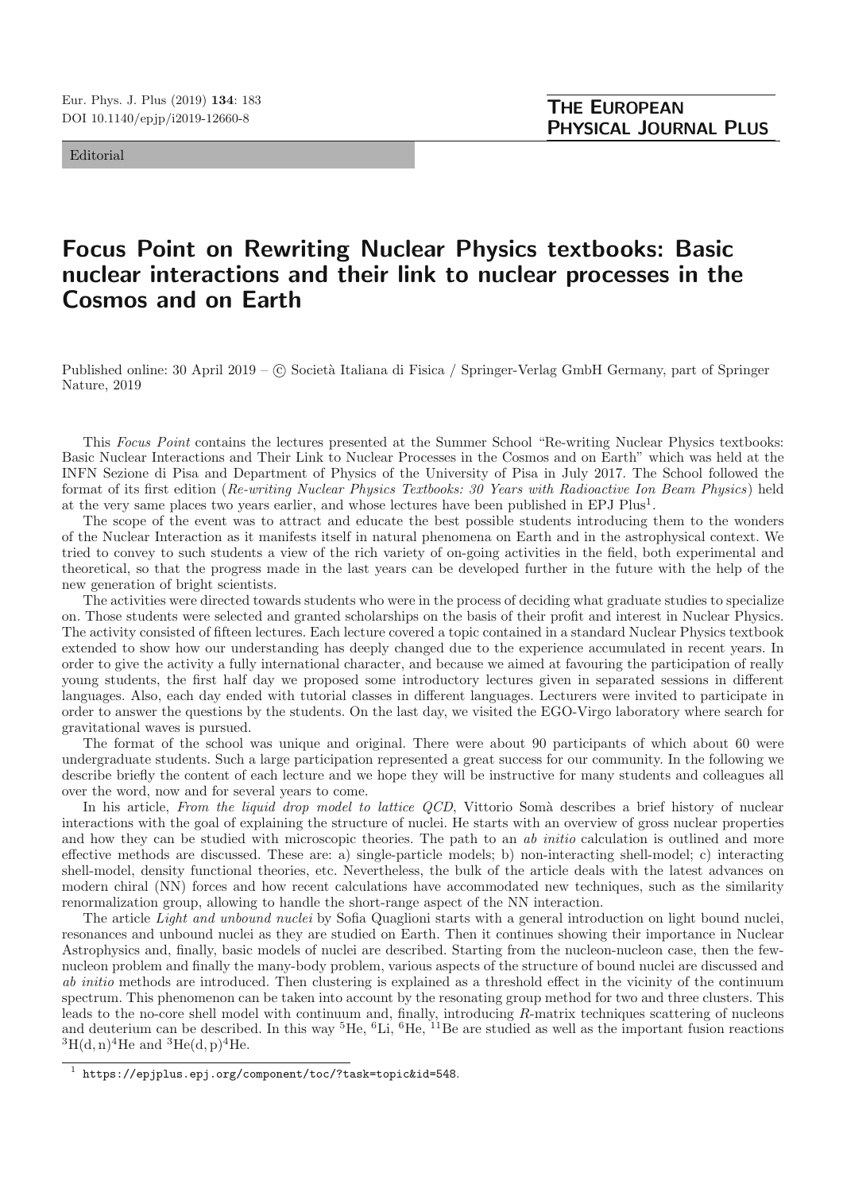Editorial

# Focus Point on Rewriting Nuclear Physics textbooks: Basic nuclear interactions and their link to nuclear processes in the Cosmos and on Earth

Published online: 30 April 2019 – © Società Italiana di Fisica / Springer-Verlag GmbH Germany, part of Springer Nature, 2019

This *Focus Point* contains the lectures presented at the Summer School "Re-writing Nuclear Physics textbooks: Basic Nuclear Interactions and Their Link to Nuclear Processes in the Cosmos and on Earth" which was held at the INFN Sezione di Pisa and Department of Physics of the University of Pisa in July 2017. The School followed the format of its first edition (*Re-writing Nuclear Physics Textbooks: 30 Years with Radioactive Ion Beam Physics*) held at the very same places two years earlier, and whose lectures have been published in EPJ Plus[1].

The scope of the event was to attract and educate the best possible students introducing them to the wonders of the Nuclear Interaction as it manifests itself in natural phenomena on Earth and in the astrophysical context. We tried to convey to such students a view of the rich variety of on-going activities in the field, both experimental and theoretical, so that the progress made in the last years can be developed further in the future with the help of the new generation of bright scientists.

The activities were directed towards students who were in the process of deciding what graduate studies to specialize on. Those students were selected and granted scholarships on the basis of their profit and interest in Nuclear Physics. The activity consisted of fifteen lectures. Each lecture covered a topic contained in a standard Nuclear Physics textbook extended to show how our understanding has deeply changed due to the experience accumulated in recent years. In order to give the activity a fully international character, and because we aimed at favouring the participation of really young students, the first half day we proposed some introductory lectures given in separated sessions in different languages. Also, each day ended with tutorial classes in different languages. Lecturers were invited to participate in order to answer the questions by the students. On the last day, we visited the EGO-Virgo laboratory where search for gravitational waves is pursued.

The format of the school was unique and original. There were about 90 participants of which about 60 were undergraduate students. Such a large participation represented a great success for our community. In the following we describe briefly the content of each lecture and we hope they will be instructive for many students and colleagues all over the word, now and for several years to come.

In his article, *From the liquid drop model to lattice QCD*, Vittorio Somà describes a brief history of nuclear interactions with the goal of explaining the structure of nuclei. He starts with an overview of gross nuclear properties and how they can be studied with microscopic theories. The path to an *ab initio* calculation is outlined and more effective methods are discussed. These are: a) single-particle models; b) non-interacting shell-model; c) interacting shell-model, density functional theories, etc. Nevertheless, the bulk of the article deals with the latest advances on modern chiral (NN) forces and how recent calculations have accommodated new techniques, such as the similarity renormalization group, allowing to handle the short-range aspect of the NN interaction.

The article *Light and unbound nuclei* by Sofia Quaglioni starts with a general introduction on light bound nuclei, resonances and unbound nuclei as they are studied on Earth. Then it continues showing their importance in Nuclear Astrophysics and, finally, basic models of nuclei are described. Starting from the nucleon-nucleon case, then the few-nucleon problem and finally the many-body problem, various aspects of the structure of bound nuclei are discussed and *ab initio* methods are introduced. Then clustering is explained as a threshold effect in the vicinity of the continuum spectrum. This phenomenon can be taken into account by the resonating group method for two and three clusters. This leads to the no-core shell model with continuum and, finally, introducing $R$-matrix techniques scattering of nucleons and deuterium can be described. In this way $^{5}$He, $^{6}$Li, $^{6}$He, $^{11}$Be are studied as well as the important fusion reactions $^{3}$H(d, n)$^{4}$He and $^{3}$He(d, p)$^{4}$He.

[1] https://epjplus.epj.org/component/toc/?task=topic&id=548.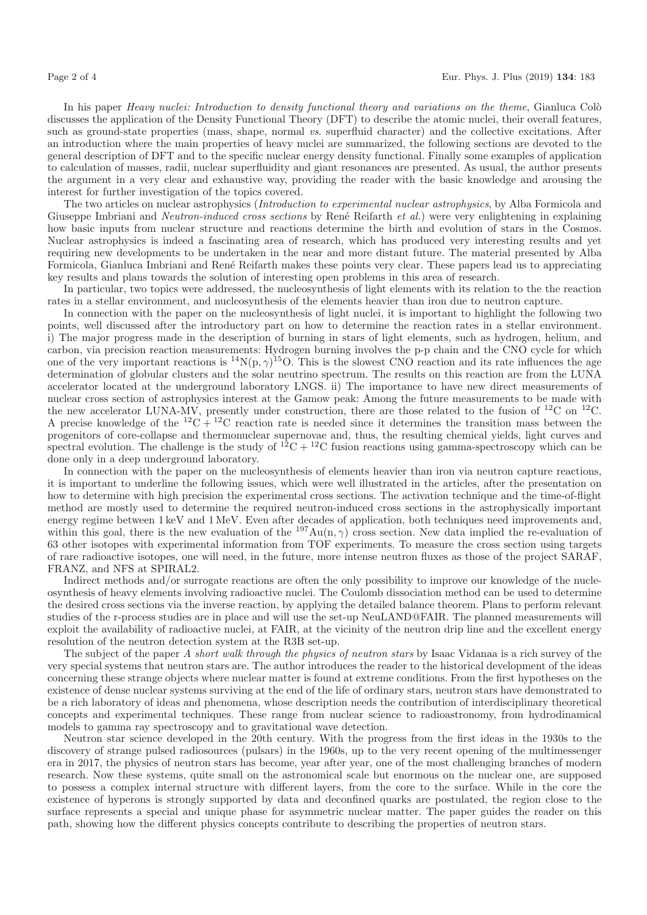In his paper *Heavy nuclei: Introduction to density functional theory and variations on the theme*, Gianluca Colò discusses the application of the Density Functional Theory (DFT) to describe the atomic nuclei, their overall features, such as ground-state properties (mass, shape, normal *vs.* superfluid character) and the collective excitations. After an introduction where the main properties of heavy nuclei are summarized, the following sections are devoted to the general description of DFT and to the specific nuclear energy density functional. Finally some examples of application to calculation of masses, radii, nuclear superfluidity and giant resonances are presented. As usual, the author presents the argument in a very clear and exhaustive way, providing the reader with the basic knowledge and arousing the interest for further investigation of the topics covered.

The two articles on nuclear astrophysics (*Introduction to experimental nuclear astrophysics*, by Alba Formicola and Giuseppe Imbriani and *Neutron-induced cross sections* by René Reifarth *et al.*) were very enlightening in explaining how basic inputs from nuclear structure and reactions determine the birth and evolution of stars in the Cosmos. Nuclear astrophysics is indeed a fascinating area of research, which has produced very interesting results and yet requiring new developments to be undertaken in the near and more distant future. The material presented by Alba Formicola, Gianluca Imbriani and René Reifarth makes these points very clear. These papers lead us to appreciating key results and plans towards the solution of interesting open problems in this area of research.

In particular, two topics were addressed, the nucleosynthesis of light elements with its relation to the the reaction rates in a stellar environment, and nucleosynthesis of the elements heavier than iron due to neutron capture.

In connection with the paper on the nucleosynthesis of light nuclei, it is important to highlight the following two points, well discussed after the introductory part on how to determine the reaction rates in a stellar environment. i) The major progress made in the description of burning in stars of light elements, such as hydrogen, helium, and carbon, via precision reaction measurements: Hydrogen burning involves the p-p chain and the CNO cycle for which one of the very important reactions is $^{14}\mathrm{N}(\mathrm{p},\gamma)^{15}\mathrm{O}$. This is the slowest CNO reaction and its rate influences the age determination of globular clusters and the solar neutrino spectrum. The results on this reaction are from the LUNA accelerator located at the underground laboratory LNGS. ii) The importance to have new direct measurements of nuclear cross section of astrophysics interest at the Gamow peak: Among the future measurements to be made with the new accelerator LUNA-MV, presently under construction, there are those related to the fusion of $^{12}\mathrm{C}$ on $^{12}\mathrm{C}$. A precise knowledge of the $^{12}\mathrm{C} + {}^{12}\mathrm{C}$ reaction rate is needed since it determines the transition mass between the progenitors of core-collapse and thermonuclear supernovae and, thus, the resulting chemical yields, light curves and spectral evolution. The challenge is the study of $^{12}\mathrm{C} + {}^{12}\mathrm{C}$ fusion reactions using gamma-spectroscopy which can be done only in a deep underground laboratory.

In connection with the paper on the nucleosynthesis of elements heavier than iron via neutron capture reactions, it is important to underline the following issues, which were well illustrated in the articles, after the presentation on how to determine with high precision the experimental cross sections. The activation technique and the time-of-flight method are mostly used to determine the required neutron-induced cross sections in the astrophysically important energy regime between 1 keV and 1 MeV. Even after decades of application, both techniques need improvements and, within this goal, there is the new evaluation of the $^{197}\mathrm{Au}(\mathrm{n},\gamma)$ cross section. New data implied the re-evaluation of 63 other isotopes with experimental information from TOF experiments. To measure the cross section using targets of rare radioactive isotopes, one will need, in the future, more intense neutron fluxes as those of the project SARAF, FRANZ, and NFS at SPIRAL2.

Indirect methods and/or surrogate reactions are often the only possibility to improve our knowledge of the nucleosynthesis of heavy elements involving radioactive nuclei. The Coulomb dissociation method can be used to determine the desired cross sections via the inverse reaction, by applying the detailed balance theorem. Plans to perform relevant studies of the r-process studies are in place and will use the set-up NeuLAND@FAIR. The planned measurements will exploit the availability of radioactive nuclei, at FAIR, at the vicinity of the neutron drip line and the excellent energy resolution of the neutron detection system at the R3B set-up.

The subject of the paper *A short walk through the physics of neutron stars* by Isaac Vidanaa is a rich survey of the very special systems that neutron stars are. The author introduces the reader to the historical development of the ideas concerning these strange objects where nuclear matter is found at extreme conditions. From the first hypotheses on the existence of dense nuclear systems surviving at the end of the life of ordinary stars, neutron stars have demonstrated to be a rich laboratory of ideas and phenomena, whose description needs the contribution of interdisciplinary theoretical concepts and experimental techniques. These range from nuclear science to radioastronomy, from hydrodinamical models to gamma ray spectroscopy and to gravitational wave detection.

Neutron star science developed in the 20th century. With the progress from the first ideas in the 1930s to the discovery of strange pulsed radiosources (pulsars) in the 1960s, up to the very recent opening of the multimessenger era in 2017, the physics of neutron stars has become, year after year, one of the most challenging branches of modern research. Now these systems, quite small on the astronomical scale but enormous on the nuclear one, are supposed to possess a complex internal structure with different layers, from the core to the surface. While in the core the existence of hyperons is strongly supported by data and deconfined quarks are postulated, the region close to the surface represents a special and unique phase for asymmetric nuclear matter. The paper guides the reader on this path, showing how the different physics concepts contribute to describing the properties of neutron stars.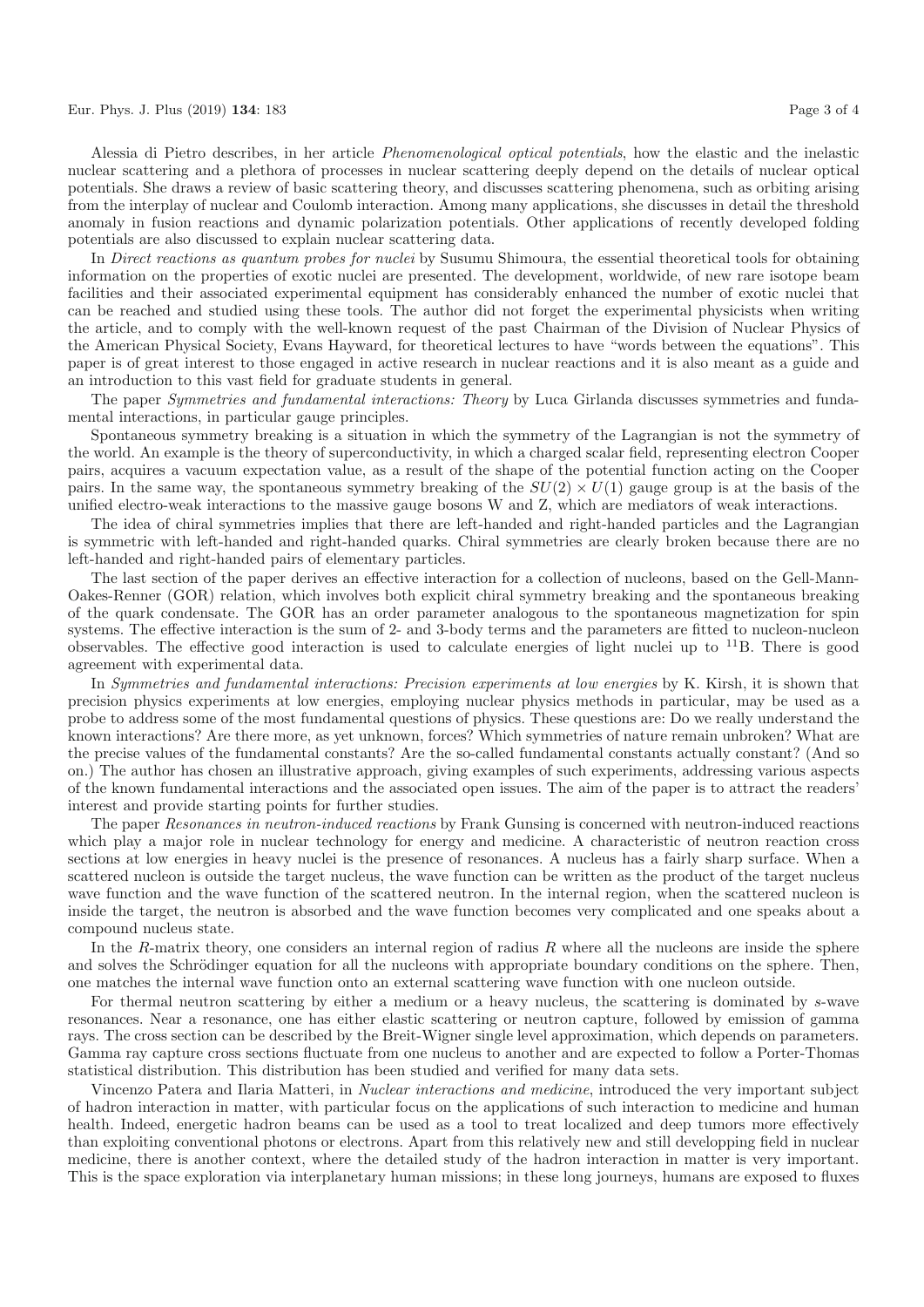Alessia di Pietro describes, in her article *Phenomenological optical potentials*, how the elastic and the inelastic nuclear scattering and a plethora of processes in nuclear scattering deeply depend on the details of nuclear optical potentials. She draws a review of basic scattering theory, and discusses scattering phenomena, such as orbiting arising from the interplay of nuclear and Coulomb interaction. Among many applications, she discusses in detail the threshold anomaly in fusion reactions and dynamic polarization potentials. Other applications of recently developed folding potentials are also discussed to explain nuclear scattering data.

In *Direct reactions as quantum probes for nuclei* by Susumu Shimoura, the essential theoretical tools for obtaining information on the properties of exotic nuclei are presented. The development, worldwide, of new rare isotope beam facilities and their associated experimental equipment has considerably enhanced the number of exotic nuclei that can be reached and studied using these tools. The author did not forget the experimental physicists when writing the article, and to comply with the well-known request of the past Chairman of the Division of Nuclear Physics of the American Physical Society, Evans Hayward, for theoretical lectures to have "words between the equations". This paper is of great interest to those engaged in active research in nuclear reactions and it is also meant as a guide and an introduction to this vast field for graduate students in general.

The paper *Symmetries and fundamental interactions: Theory* by Luca Girlanda discusses symmetries and fundamental interactions, in particular gauge principles.

Spontaneous symmetry breaking is a situation in which the symmetry of the Lagrangian is not the symmetry of the world. An example is the theory of superconductivity, in which a charged scalar field, representing electron Cooper pairs, acquires a vacuum expectation value, as a result of the shape of the potential function acting on the Cooper pairs. In the same way, the spontaneous symmetry breaking of the $SU(2) \times U(1)$ gauge group is at the basis of the unified electro-weak interactions to the massive gauge bosons W and Z, which are mediators of weak interactions.

The idea of chiral symmetries implies that there are left-handed and right-handed particles and the Lagrangian is symmetric with left-handed and right-handed quarks. Chiral symmetries are clearly broken because there are no left-handed and right-handed pairs of elementary particles.

The last section of the paper derives an effective interaction for a collection of nucleons, based on the Gell-Mann-Oakes-Renner (GOR) relation, which involves both explicit chiral symmetry breaking and the spontaneous breaking of the quark condensate. The GOR has an order parameter analogous to the spontaneous magnetization for spin systems. The effective interaction is the sum of 2- and 3-body terms and the parameters are fitted to nucleon-nucleon observables. The effective good interaction is used to calculate energies of light nuclei up to $^{11}$B. There is good agreement with experimental data.

In *Symmetries and fundamental interactions: Precision experiments at low energies* by K. Kirsh, it is shown that precision physics experiments at low energies, employing nuclear physics methods in particular, may be used as a probe to address some of the most fundamental questions of physics. These questions are: Do we really understand the known interactions? Are there more, as yet unknown, forces? Which symmetries of nature remain unbroken? What are the precise values of the fundamental constants? Are the so-called fundamental constants actually constant? (And so on.) The author has chosen an illustrative approach, giving examples of such experiments, addressing various aspects of the known fundamental interactions and the associated open issues. The aim of the paper is to attract the readers' interest and provide starting points for further studies.

The paper *Resonances in neutron-induced reactions* by Frank Gunsing is concerned with neutron-induced reactions which play a major role in nuclear technology for energy and medicine. A characteristic of neutron reaction cross sections at low energies in heavy nuclei is the presence of resonances. A nucleus has a fairly sharp surface. When a scattered nucleon is outside the target nucleus, the wave function can be written as the product of the target nucleus wave function and the wave function of the scattered neutron. In the internal region, when the scattered nucleon is inside the target, the neutron is absorbed and the wave function becomes very complicated and one speaks about a compound nucleus state.

In the $R$-matrix theory, one considers an internal region of radius $R$ where all the nucleons are inside the sphere and solves the Schrödinger equation for all the nucleons with appropriate boundary conditions on the sphere. Then, one matches the internal wave function onto an external scattering wave function with one nucleon outside.

For thermal neutron scattering by either a medium or a heavy nucleus, the scattering is dominated by $s$-wave resonances. Near a resonance, one has either elastic scattering or neutron capture, followed by emission of gamma rays. The cross section can be described by the Breit-Wigner single level approximation, which depends on parameters. Gamma ray capture cross sections fluctuate from one nucleus to another and are expected to follow a Porter-Thomas statistical distribution. This distribution has been studied and verified for many data sets.

Vincenzo Patera and Ilaria Matteri, in *Nuclear interactions and medicine*, introduced the very important subject of hadron interaction in matter, with particular focus on the applications of such interaction to medicine and human health. Indeed, energetic hadron beams can be used as a tool to treat localized and deep tumors more effectively than exploiting conventional photons or electrons. Apart from this relatively new and still developping field in nuclear medicine, there is another context, where the detailed study of the hadron interaction in matter is very important. This is the space exploration via interplanetary human missions; in these long journeys, humans are exposed to fluxes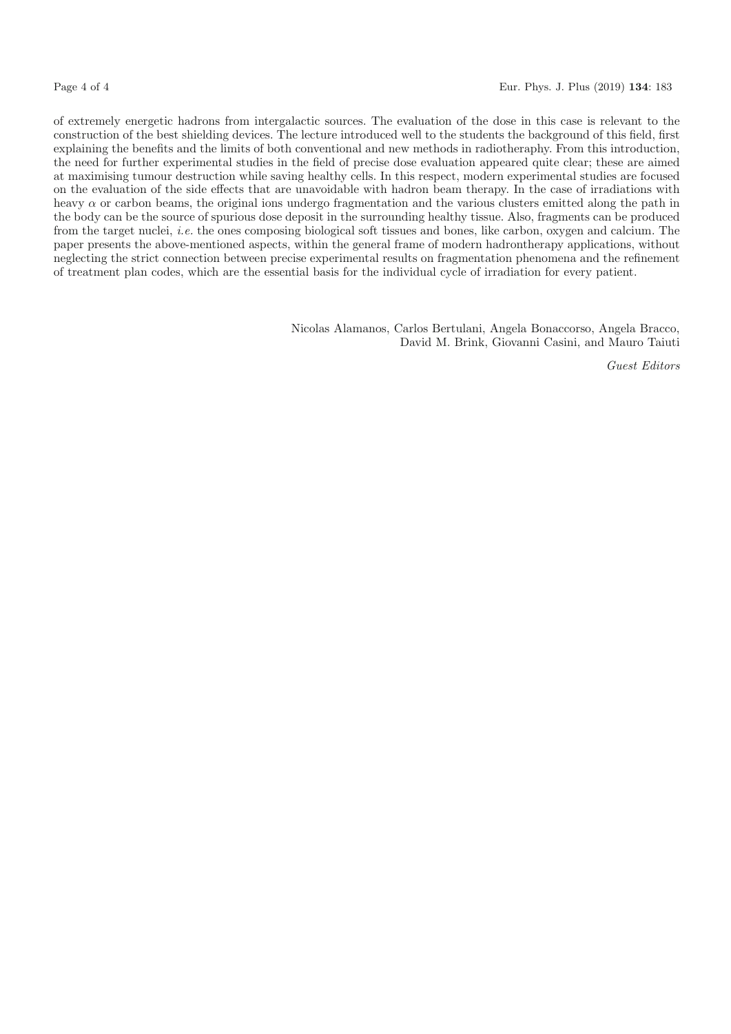of extremely energetic hadrons from intergalactic sources. The evaluation of the dose in this case is relevant to the construction of the best shielding devices. The lecture introduced well to the students the background of this field, first explaining the benefits and the limits of both conventional and new methods in radiotheraphy. From this introduction, the need for further experimental studies in the field of precise dose evaluation appeared quite clear; these are aimed at maximising tumour destruction while saving healthy cells. In this respect, modern experimental studies are focused on the evaluation of the side effects that are unavoidable with hadron beam therapy. In the case of irradiations with heavy $\alpha$ or carbon beams, the original ions undergo fragmentation and the various clusters emitted along the path in the body can be the source of spurious dose deposit in the surrounding healthy tissue. Also, fragments can be produced from the target nuclei, *i.e.* the ones composing biological soft tissues and bones, like carbon, oxygen and calcium. The paper presents the above-mentioned aspects, within the general frame of modern hadrontherapy applications, without neglecting the strict connection between precise experimental results on fragmentation phenomena and the refinement of treatment plan codes, which are the essential basis for the individual cycle of irradiation for every patient.

Nicolas Alamanos, Carlos Bertulani, Angela Bonaccorso, Angela Bracco, David M. Brink, Giovanni Casini, and Mauro Taiuti

*Guest Editors*